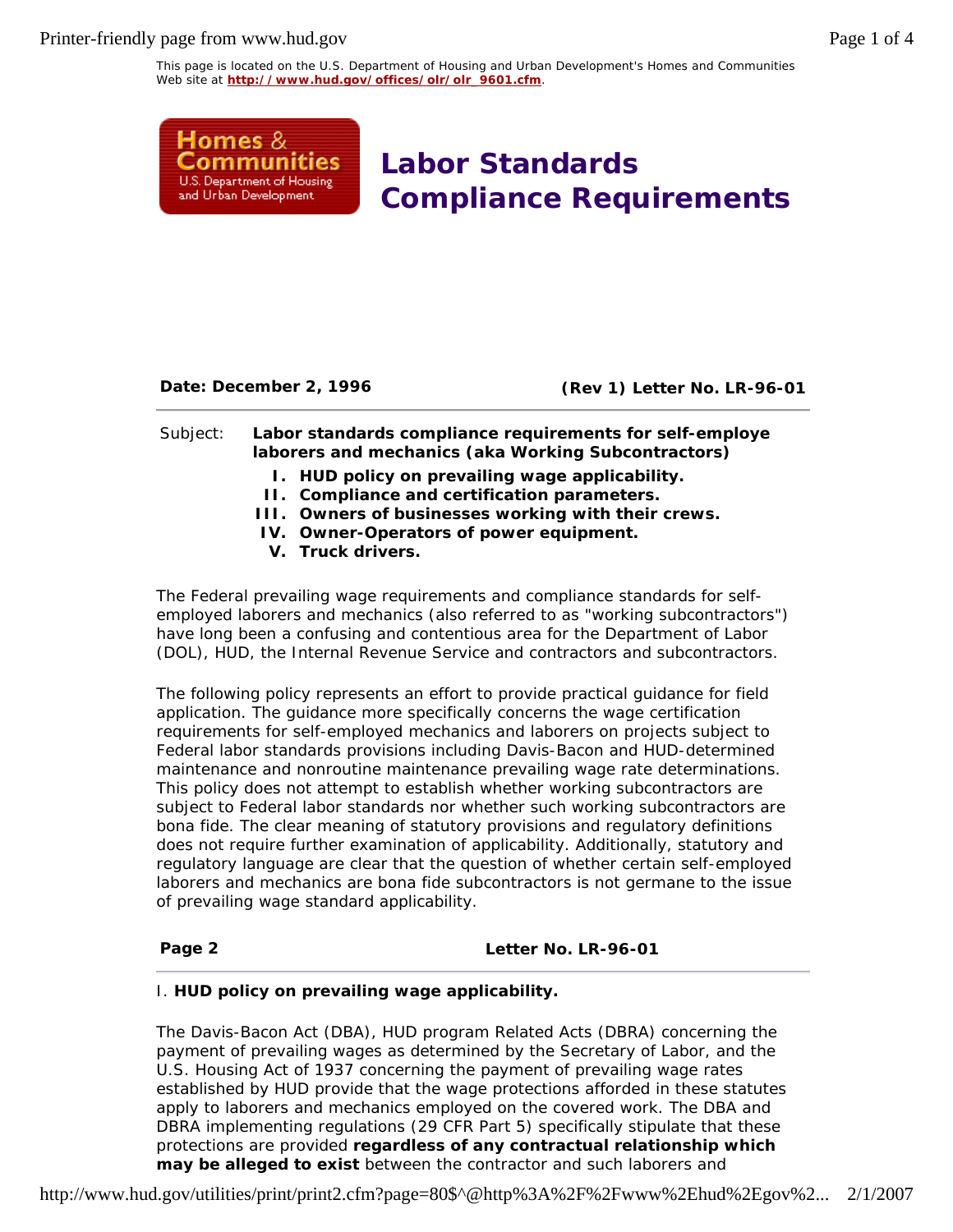This page is located on the U.S. Department of Housing and Urban Development's Homes and Communities Web site at **http://www.hud.gov/offices/olr/olr_9601.cfm**.

Homes & Communities
U.S. Department of Housing and Urban Development

# Labor Standards Compliance Requirements

**Date: December 2, 1996** **(Rev 1) Letter No. LR-96-01**

Subject: **Labor standards compliance requirements for self-employe laborers and mechanics (aka Working Subcontractors)**

I. **HUD policy on prevailing wage applicability.**
II. **Compliance and certification parameters.**
III. **Owners of businesses working with their crews.**
IV. **Owner-Operators of power equipment.**
V. **Truck drivers.**

The Federal prevailing wage requirements and compliance standards for self-employed laborers and mechanics (also referred to as "working subcontractors") have long been a confusing and contentious area for the Department of Labor (DOL), HUD, the Internal Revenue Service and contractors and subcontractors.

The following policy represents an effort to provide practical guidance for field application. The guidance more specifically concerns the wage certification requirements for self-employed mechanics and laborers on projects subject to Federal labor standards provisions including Davis-Bacon and HUD-determined maintenance and nonroutine maintenance prevailing wage rate determinations. This policy does not attempt to establish whether working subcontractors are subject to Federal labor standards nor whether such working subcontractors are bona fide. The clear meaning of statutory provisions and regulatory definitions does not require further examination of applicability. Additionally, statutory and regulatory language are clear that the question of whether certain self-employed laborers and mechanics are bona fide subcontractors is not germane to the issue of prevailing wage standard applicability.

**Page 2** **Letter No. LR-96-01**

## I. HUD policy on prevailing wage applicability.

The Davis-Bacon Act (DBA), HUD program Related Acts (DBRA) concerning the payment of prevailing wages as determined by the Secretary of Labor, and the U.S. Housing Act of 1937 concerning the payment of prevailing wage rates established by HUD provide that the wage protections afforded in these statutes apply to laborers and mechanics employed on the covered work. The DBA and DBRA implementing regulations (29 CFR Part 5) specifically stipulate that these protections are provided **regardless of any contractual relationship which may be alleged to exist** between the contractor and such laborers and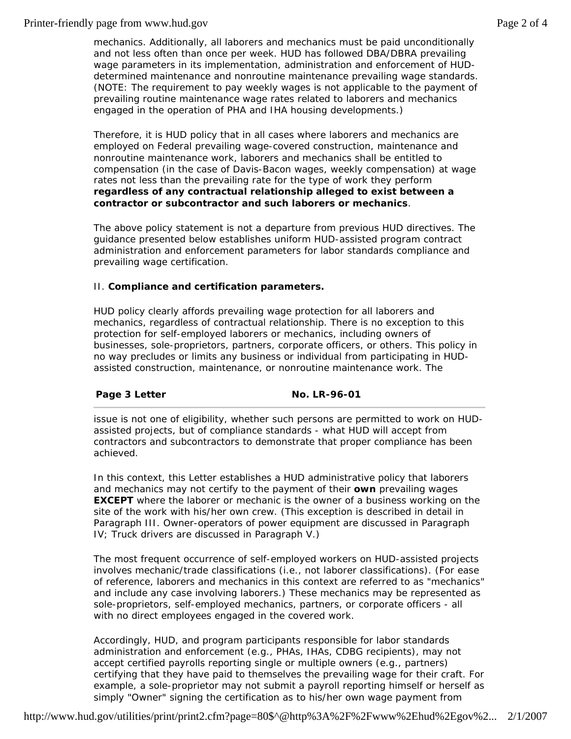mechanics. Additionally, all laborers and mechanics must be paid unconditionally and not less often than once per week. HUD has followed DBA/DBRA prevailing wage parameters in its implementation, administration and enforcement of HUD-determined maintenance and nonroutine maintenance prevailing wage standards. (NOTE: The requirement to pay weekly wages is not applicable to the payment of prevailing routine maintenance wage rates related to laborers and mechanics engaged in the operation of PHA and IHA housing developments.)

Therefore, it is HUD policy that in all cases where laborers and mechanics are employed on Federal prevailing wage-covered construction, maintenance and nonroutine maintenance work, laborers and mechanics shall be entitled to compensation (in the case of Davis-Bacon wages, weekly compensation) at wage rates not less than the prevailing rate for the type of work they perform **regardless of any contractual relationship alleged to exist between a contractor or subcontractor and such laborers or mechanics**.

The above policy statement is not a departure from previous HUD directives. The guidance presented below establishes uniform HUD-assisted program contract administration and enforcement parameters for labor standards compliance and prevailing wage certification.

II. **Compliance and certification parameters.**

HUD policy clearly affords prevailing wage protection for all laborers and mechanics, regardless of contractual relationship. There is no exception to this protection for self-employed laborers or mechanics, including owners of businesses, sole-proprietors, partners, corporate officers, or others. This policy in no way precludes or limits any business or individual from participating in HUD-assisted construction, maintenance, or nonroutine maintenance work. The

**Page 3 Letter** **No. LR-96-01**

issue is not one of eligibility, whether such persons are permitted to work on HUD-assisted projects, but of compliance standards - what HUD will accept from contractors and subcontractors to demonstrate that proper compliance has been achieved.

In this context, this Letter establishes a HUD administrative policy that laborers and mechanics may not certify to the payment of their **own** prevailing wages **EXCEPT** where the laborer or mechanic is the owner of a business working on the site of the work with his/her own crew. (This exception is described in detail in Paragraph III. Owner-operators of power equipment are discussed in Paragraph IV; Truck drivers are discussed in Paragraph V.)

The most frequent occurrence of self-employed workers on HUD-assisted projects involves mechanic/trade classifications (i.e., not laborer classifications). (For ease of reference, laborers and mechanics in this context are referred to as "mechanics" and include any case involving laborers.) These mechanics may be represented as sole-proprietors, self-employed mechanics, partners, or corporate officers - all with no direct employees engaged in the covered work.

Accordingly, HUD, and program participants responsible for labor standards administration and enforcement (e.g., PHAs, IHAs, CDBG recipients), may not accept certified payrolls reporting single or multiple owners (e.g., partners) certifying that they have paid to themselves the prevailing wage for their craft. For example, a sole-proprietor may not submit a payroll reporting himself or herself as simply "Owner" signing the certification as to his/her own wage payment from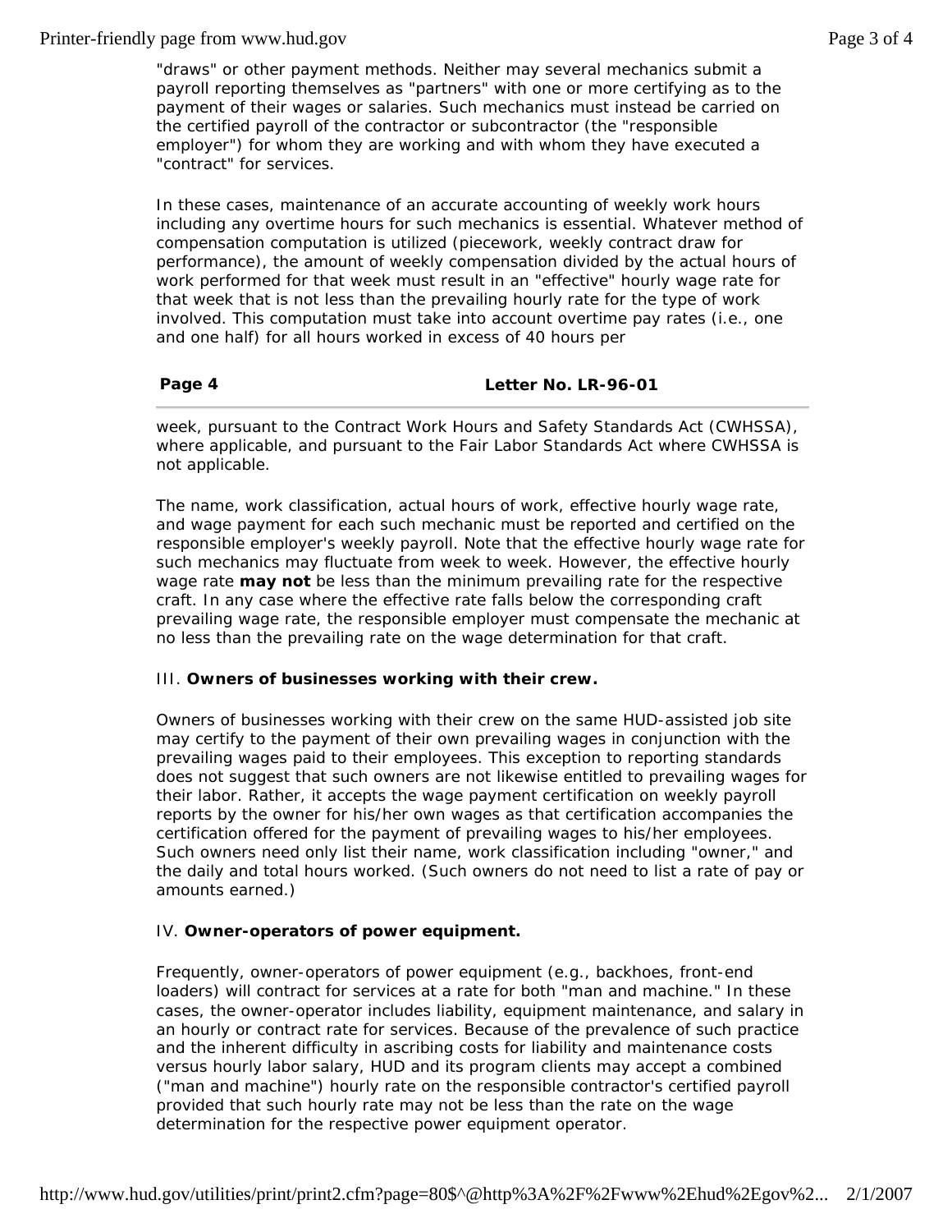"draws" or other payment methods. Neither may several mechanics submit a payroll reporting themselves as "partners" with one or more certifying as to the payment of their wages or salaries. Such mechanics must instead be carried on the certified payroll of the contractor or subcontractor (the "responsible employer") for whom they are working and with whom they have executed a "contract" for services.

In these cases, maintenance of an accurate accounting of weekly work hours including any overtime hours for such mechanics is essential. Whatever method of compensation computation is utilized (piecework, weekly contract draw for performance), the amount of weekly compensation divided by the actual hours of work performed for that week must result in an "effective" hourly wage rate for that week that is not less than the prevailing hourly rate for the type of work involved. This computation must take into account overtime pay rates (i.e., one and one half) for all hours worked in excess of 40 hours per week, pursuant to the Contract Work Hours and Safety Standards Act (CWHSSA), where applicable, and pursuant to the Fair Labor Standards Act where CWHSSA is not applicable.

The name, work classification, actual hours of work, effective hourly wage rate, and wage payment for each such mechanic must be reported and certified on the responsible employer's weekly payroll. Note that the effective hourly wage rate for such mechanics may fluctuate from week to week. However, the effective hourly wage rate **may not** be less than the minimum prevailing rate for the respective craft. In any case where the effective rate falls below the corresponding craft prevailing wage rate, the responsible employer must compensate the mechanic at no less than the prevailing rate on the wage determination for that craft.

III. **Owners of businesses working with their crew.**

Owners of businesses working with their crew on the same HUD-assisted job site may certify to the payment of their own prevailing wages in conjunction with the prevailing wages paid to their employees. This exception to reporting standards does not suggest that such owners are not likewise entitled to prevailing wages for their labor. Rather, it accepts the wage payment certification on weekly payroll reports by the owner for his/her own wages as that certification accompanies the certification offered for the payment of prevailing wages to his/her employees. Such owners need only list their name, work classification including "owner," and the daily and total hours worked. (Such owners do not need to list a rate of pay or amounts earned.)

IV. **Owner-operators of power equipment.**

Frequently, owner-operators of power equipment (e.g., backhoes, front-end loaders) will contract for services at a rate for both "man and machine." In these cases, the owner-operator includes liability, equipment maintenance, and salary in an hourly or contract rate for services. Because of the prevalence of such practice and the inherent difficulty in ascribing costs for liability and maintenance costs versus hourly labor salary, HUD and its program clients may accept a combined ("man and machine") hourly rate on the responsible contractor's certified payroll provided that such hourly rate may not be less than the rate on the wage determination for the respective power equipment operator.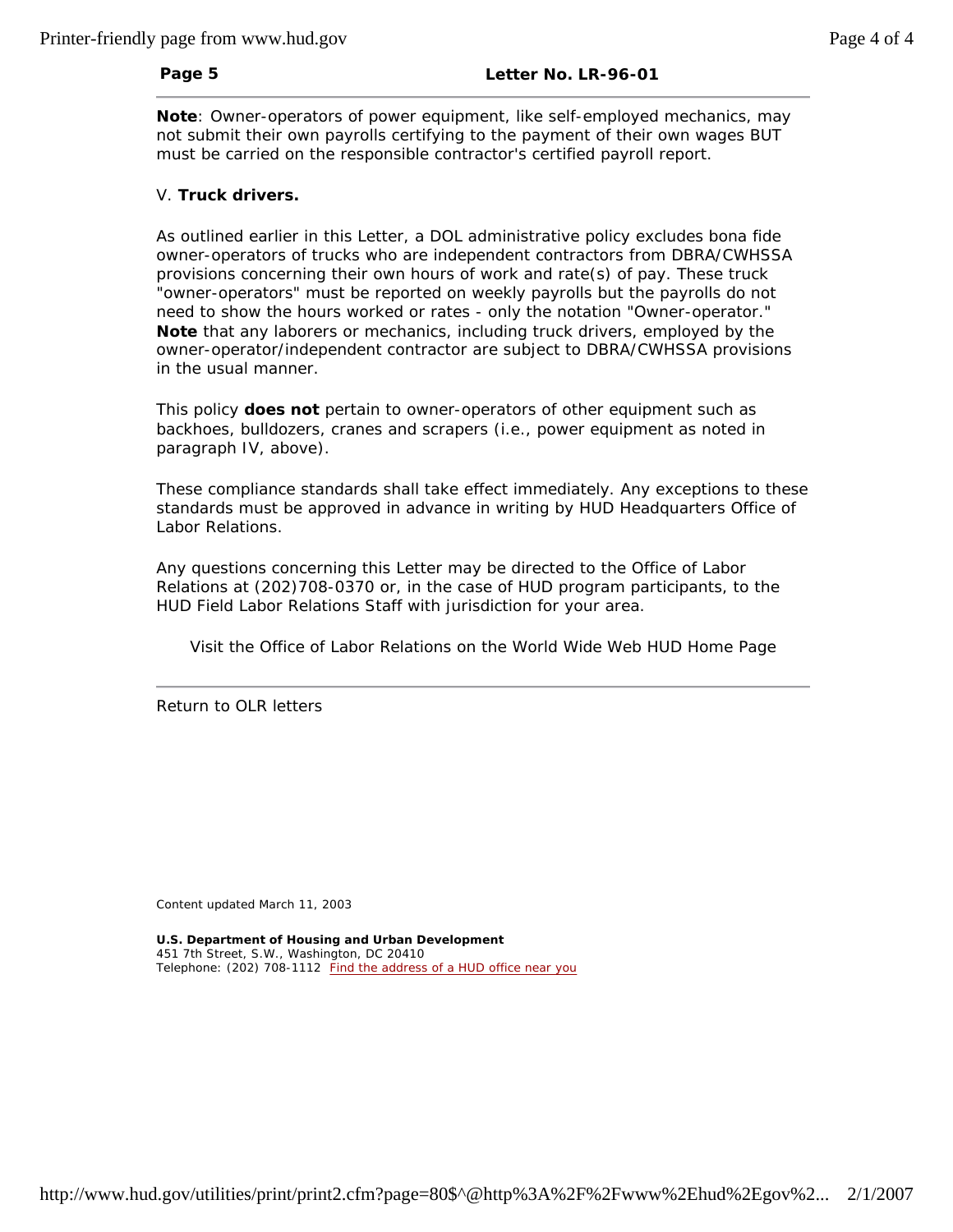**Note**: Owner-operators of power equipment, like self-employed mechanics, may not submit their own payrolls certifying to the payment of their own wages BUT must be carried on the responsible contractor's certified payroll report.

V. **Truck drivers.**

As outlined earlier in this Letter, a DOL administrative policy excludes bona fide owner-operators of trucks who are independent contractors from DBRA/CWHSSA provisions concerning their own hours of work and rate(s) of pay. These truck "owner-operators" must be reported on weekly payrolls but the payrolls do not need to show the hours worked or rates - only the notation "Owner-operator." **Note** that any laborers or mechanics, including truck drivers, employed by the owner-operator/independent contractor are subject to DBRA/CWHSSA provisions in the usual manner.

This policy **does not** pertain to owner-operators of other equipment such as backhoes, bulldozers, cranes and scrapers (i.e., power equipment as noted in paragraph IV, above).

These compliance standards shall take effect immediately. Any exceptions to these standards must be approved in advance in writing by HUD Headquarters Office of Labor Relations.

Any questions concerning this Letter may be directed to the Office of Labor Relations at (202)708-0370 or, in the case of HUD program participants, to the HUD Field Labor Relations Staff with jurisdiction for your area.

Visit the Office of Labor Relations on the World Wide Web HUD Home Page

---

Return to OLR letters

Content updated March 11, 2003

**U.S. Department of Housing and Urban Development**
451 7th Street, S.W., Washington, DC 20410
Telephone: (202) 708-1112 Find the address of a HUD office near you